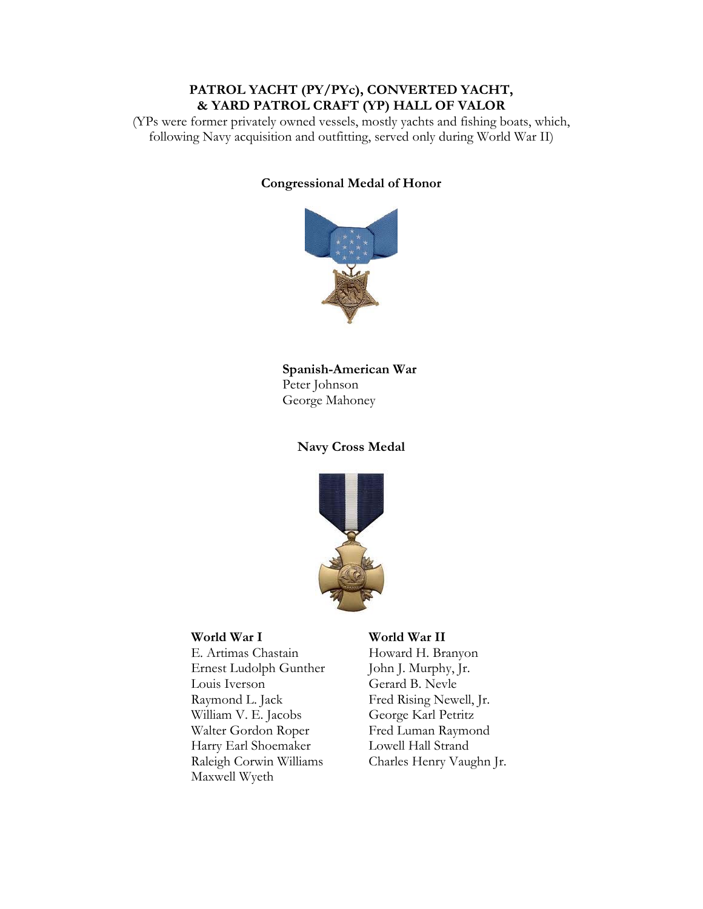# PATROL YACHT (PY/PYc), CONVERTED YACHT, & YARD PATROL CRAFT (YP) HALL OF VALOR

(YPs were former privately owned vessels, mostly yachts and fishing boats, which, following Navy acquisition and outfitting, served only during World War II)

## Congressional Medal of Honor

**Spanish-American War**
Peter Johnson
George Mahoney

## Navy Cross Medal

**World War I**
E. Artimas Chastain
Ernest Ludolph Gunther
Louis Iverson
Raymond L. Jack
William V. E. Jacobs
Walter Gordon Roper
Harry Earl Shoemaker
Raleigh Corwin Williams
Maxwell Wyeth

**World War II**
Howard H. Branyon
John J. Murphy, Jr.
Gerard B. Nevle
Fred Rising Newell, Jr.
George Karl Petritz
Fred Luman Raymond
Lowell Hall Strand
Charles Henry Vaughn Jr.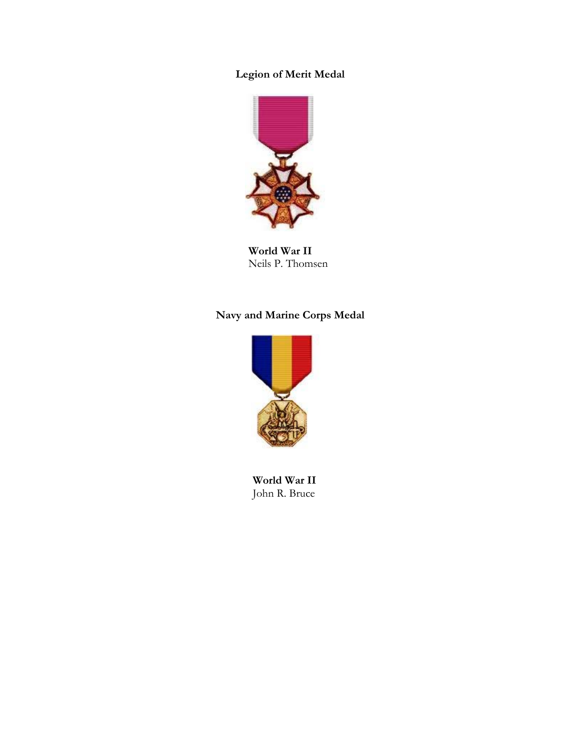**Legion of Merit Medal**

**World War II**
Neils P. Thomsen

**Navy and Marine Corps Medal**

**World War II**
John R. Bruce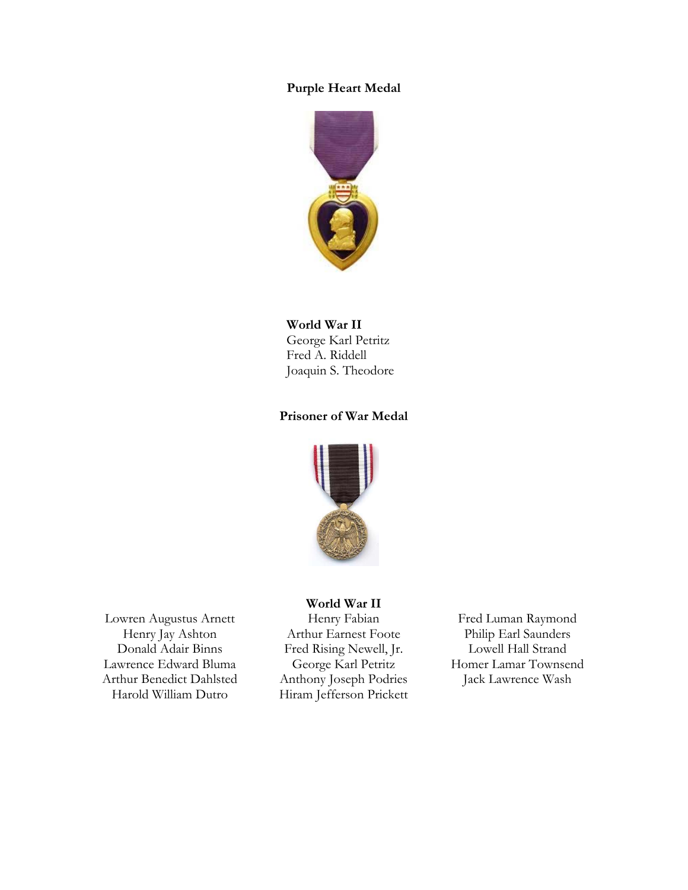## Purpose Heart Medal

**World War II**

George Karl Petritz
Fred A. Riddell
Joaquin S. Theodore

## Prisoner of War Medal

**World War II**

Lowren Augustus Arnett
Henry Jay Ashton
Donald Adair Binns
Lawrence Edward Bluma
Arthur Benedict Dahlsted
Harold William Dutro
Henry Fabian
Arthur Earnest Foote
Fred Rising Newell, Jr.
George Karl Petritz
Anthony Joseph Podries
Hiram Jefferson Prickett
Fred Luman Raymond
Philip Earl Saunders
Lowell Hall Strand
Homer Lamar Townsend
Jack Lawrence Wash

## Purple Heart Medal

**World War II**

George Karl Petritz
Fred A. Riddell
Joaquin S. Theodore

## Prisoner of War Medal

**World War II**

Lowren Augustus Arnett
Henry Jay Ashton
Donald Adair Binns
Lawrence Edward Bluma
Arthur Benedict Dahlsted
Harold William Dutro
Henry Fabian
Arthur Earnest Foote
Fred Rising Newell, Jr.
George Karl Petritz
Anthony Joseph Podries
Hiram Jefferson Prickett
Fred Luman Raymond
Philip Earl Saunders
Lowell Hall Strand
Homer Lamar Townsend
Jack Lawrence Wash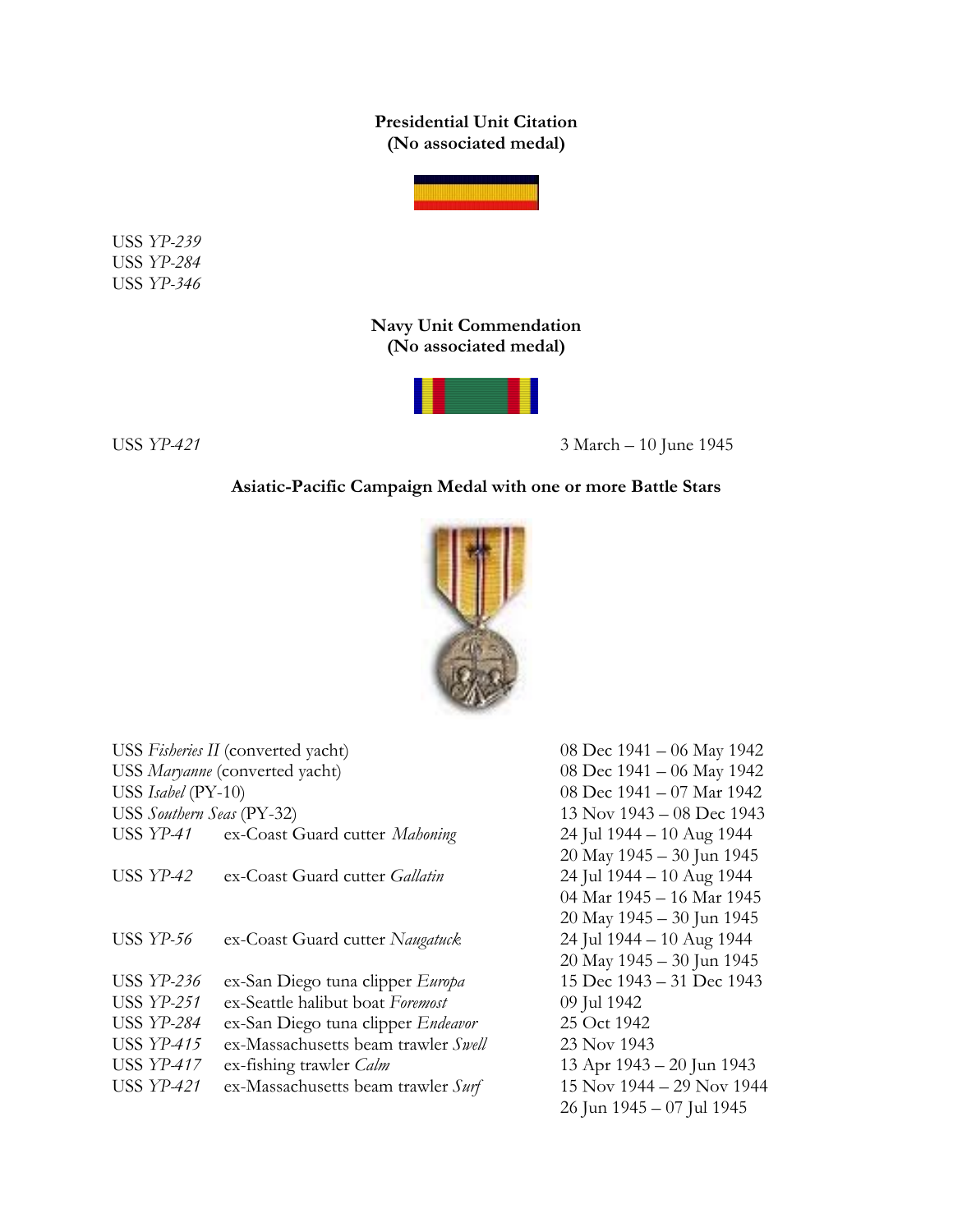**Presidential Unit Citation**
**(No associated medal)**

USS *YP-239*
USS *YP-284*
USS *YP-346*

**Navy Unit Commendation**
**(No associated medal)**

| | |
|---|---|
| USS *YP-421* | 3 March – 10 June 1945 |

**Asiatic-Pacific Campaign Medal with one or more Battle Stars**

| Ship | Description | Dates |
|---|---|---|
| USS *Fisheries II* (converted yacht) | | 08 Dec 1941 – 06 May 1942 |
| USS *Maryanne* (converted yacht) | | 08 Dec 1941 – 06 May 1942 |
| USS *Isabel* (PY-10) | | 08 Dec 1941 – 07 Mar 1942 |
| USS *Southern Seas* (PY-32) | | 13 Nov 1943 – 08 Dec 1943 |
| USS *YP-41* | ex-Coast Guard cutter *Mahoning* | 24 Jul 1944 – 10 Aug 1944 |
| | | 20 May 1945 – 30 Jun 1945 |
| USS *YP-42* | ex-Coast Guard cutter *Gallatin* | 24 Jul 1944 – 10 Aug 1944 |
| | | 04 Mar 1945 – 16 Mar 1945 |
| | | 20 May 1945 – 30 Jun 1945 |
| USS *YP-56* | ex-Coast Guard cutter *Naugatuck* | 24 Jul 1944 – 10 Aug 1944 |
| | | 20 May 1945 – 30 Jun 1945 |
| USS *YP-236* | ex-San Diego tuna clipper *Europa* | 15 Dec 1943 – 31 Dec 1943 |
| USS *YP-251* | ex-Seattle halibut boat *Foremost* | 09 Jul 1942 |
| USS *YP-284* | ex-San Diego tuna clipper *Endeavor* | 25 Oct 1942 |
| USS *YP-415* | ex-Massachusetts beam trawler *Swell* | 23 Nov 1943 |
| USS *YP-417* | ex-fishing trawler *Calm* | 13 Apr 1943 – 20 Jun 1943 |
| USS *YP-421* | ex-Massachusetts beam trawler *Surf* | 15 Nov 1944 – 29 Nov 1944 |
| | | 26 Jun 1945 – 07 Jul 1945 |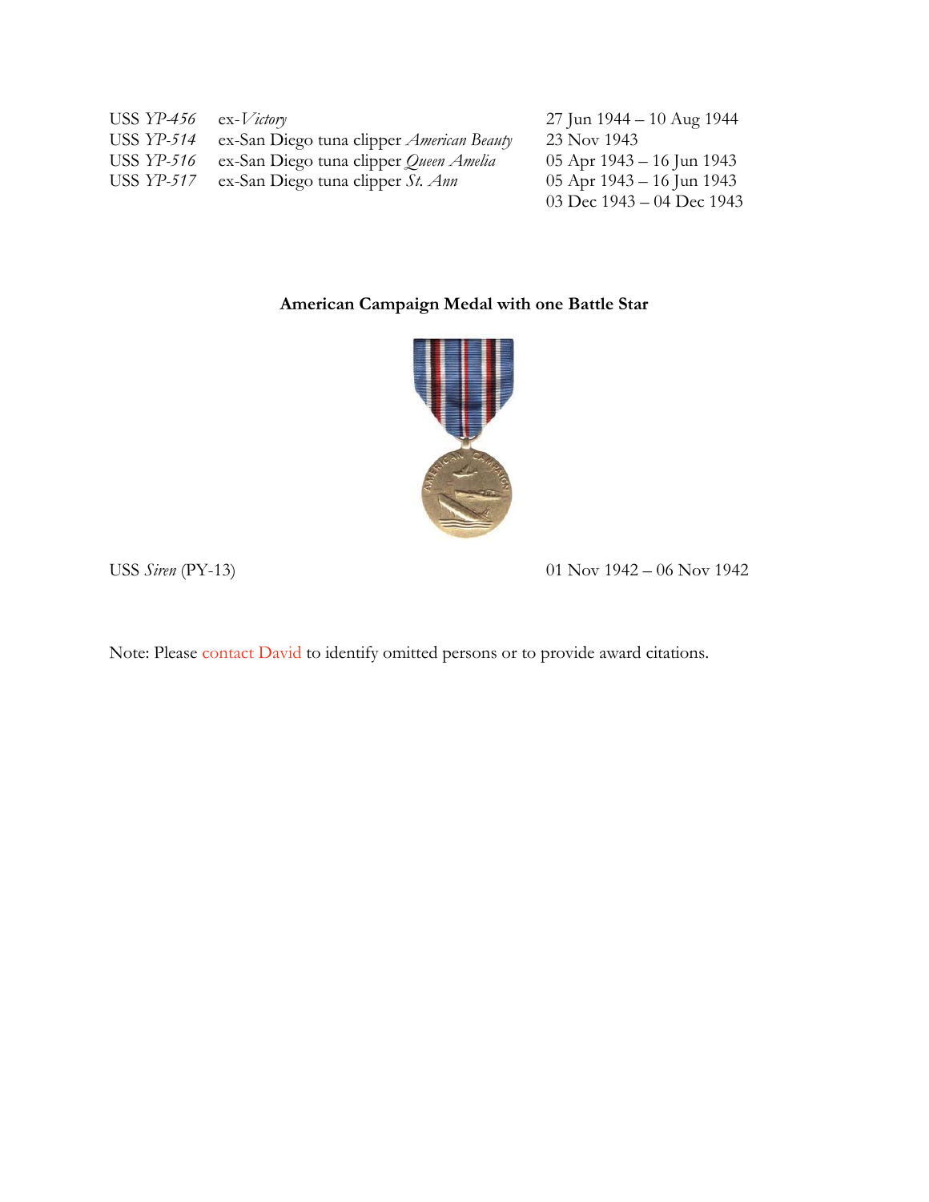| | | |
|---|---|---|
| USS *YP-456* | ex-*Victory* | 27 Jun 1944 – 10 Aug 1944 |
| USS *YP-514* | ex-San Diego tuna clipper *American Beauty* | 23 Nov 1943 |
| USS *YP-516* | ex-San Diego tuna clipper *Queen Amelia* | 05 Apr 1943 – 16 Jun 1943 |
| USS *YP-517* | ex-San Diego tuna clipper *St. Ann* | 05 Apr 1943 – 16 Jun 1943 |
| | | 03 Dec 1943 – 04 Dec 1943 |

**American Campaign Medal with one Battle Star**

| | |
|---|---|
| USS *Siren* (PY-13) | 01 Nov 1942 – 06 Nov 1942 |

Note: Please contact David to identify omitted persons or to provide award citations.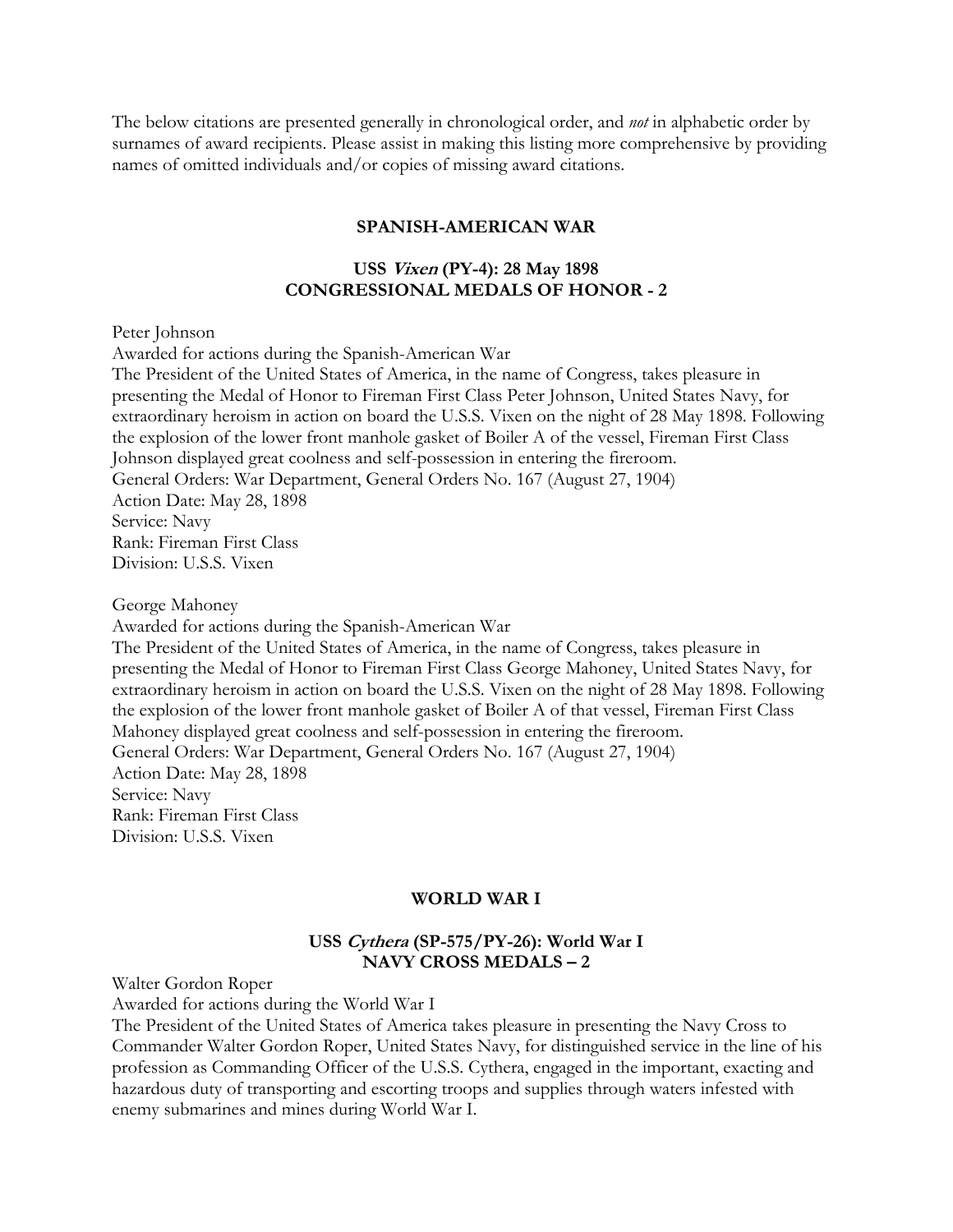The below citations are presented generally in chronological order, and *not* in alphabetic order by surnames of award recipients. Please assist in making this listing more comprehensive by providing names of omitted individuals and/or copies of missing award citations.

## SPANISH-AMERICAN WAR

### USS *Vixen* (PY-4): 28 May 1898
### CONGRESSIONAL MEDALS OF HONOR - 2

Peter Johnson
Awarded for actions during the Spanish-American War
The President of the United States of America, in the name of Congress, takes pleasure in presenting the Medal of Honor to Fireman First Class Peter Johnson, United States Navy, for extraordinary heroism in action on board the U.S.S. Vixen on the night of 28 May 1898. Following the explosion of the lower front manhole gasket of Boiler A of the vessel, Fireman First Class Johnson displayed great coolness and self-possession in entering the fireroom.
General Orders: War Department, General Orders No. 167 (August 27, 1904)
Action Date: May 28, 1898
Service: Navy
Rank: Fireman First Class
Division: U.S.S. Vixen

George Mahoney
Awarded for actions during the Spanish-American War
The President of the United States of America, in the name of Congress, takes pleasure in presenting the Medal of Honor to Fireman First Class George Mahoney, United States Navy, for extraordinary heroism in action on board the U.S.S. Vixen on the night of 28 May 1898. Following the explosion of the lower front manhole gasket of Boiler A of that vessel, Fireman First Class Mahoney displayed great coolness and self-possession in entering the fireroom.
General Orders: War Department, General Orders No. 167 (August 27, 1904)
Action Date: May 28, 1898
Service: Navy
Rank: Fireman First Class
Division: U.S.S. Vixen

## WORLD WAR I

### USS *Cythera* (SP-575/PY-26): World War I
### NAVY CROSS MEDALS – 2

Walter Gordon Roper
Awarded for actions during the World War I
The President of the United States of America takes pleasure in presenting the Navy Cross to Commander Walter Gordon Roper, United States Navy, for distinguished service in the line of his profession as Commanding Officer of the U.S.S. Cythera, engaged in the important, exacting and hazardous duty of transporting and escorting troops and supplies through waters infested with enemy submarines and mines during World War I.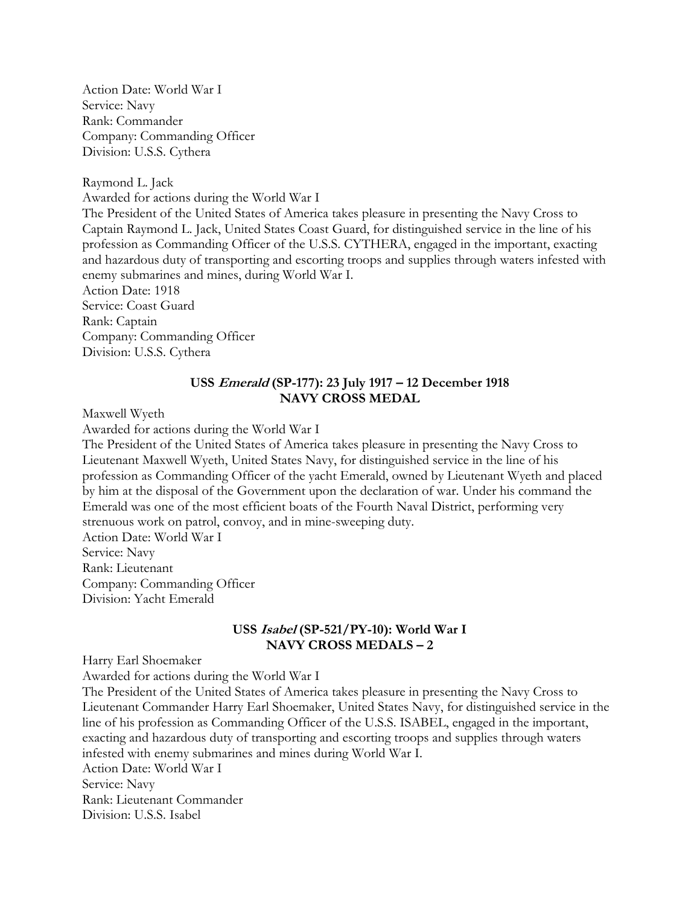Action Date: World War I
Service: Navy
Rank: Commander
Company: Commanding Officer
Division: U.S.S. Cythera

Raymond L. Jack
Awarded for actions during the World War I
The President of the United States of America takes pleasure in presenting the Navy Cross to Captain Raymond L. Jack, United States Coast Guard, for distinguished service in the line of his profession as Commanding Officer of the U.S.S. CYTHERA, engaged in the important, exacting and hazardous duty of transporting and escorting troops and supplies through waters infested with enemy submarines and mines, during World War I.
Action Date: 1918
Service: Coast Guard
Rank: Captain
Company: Commanding Officer
Division: U.S.S. Cythera

### USS *Emerald* (SP-177): 23 July 1917 – 12 December 1918
### NAVY CROSS MEDAL

Maxwell Wyeth
Awarded for actions during the World War I
The President of the United States of America takes pleasure in presenting the Navy Cross to Lieutenant Maxwell Wyeth, United States Navy, for distinguished service in the line of his profession as Commanding Officer of the yacht Emerald, owned by Lieutenant Wyeth and placed by him at the disposal of the Government upon the declaration of war. Under his command the Emerald was one of the most efficient boats of the Fourth Naval District, performing very strenuous work on patrol, convoy, and in mine-sweeping duty.
Action Date: World War I
Service: Navy
Rank: Lieutenant
Company: Commanding Officer
Division: Yacht Emerald

### USS *Isabel* (SP-521/PY-10): World War I
### NAVY CROSS MEDALS – 2

Harry Earl Shoemaker
Awarded for actions during the World War I
The President of the United States of America takes pleasure in presenting the Navy Cross to Lieutenant Commander Harry Earl Shoemaker, United States Navy, for distinguished service in the line of his profession as Commanding Officer of the U.S.S. ISABEL, engaged in the important, exacting and hazardous duty of transporting and escorting troops and supplies through waters infested with enemy submarines and mines during World War I.
Action Date: World War I
Service: Navy
Rank: Lieutenant Commander
Division: U.S.S. Isabel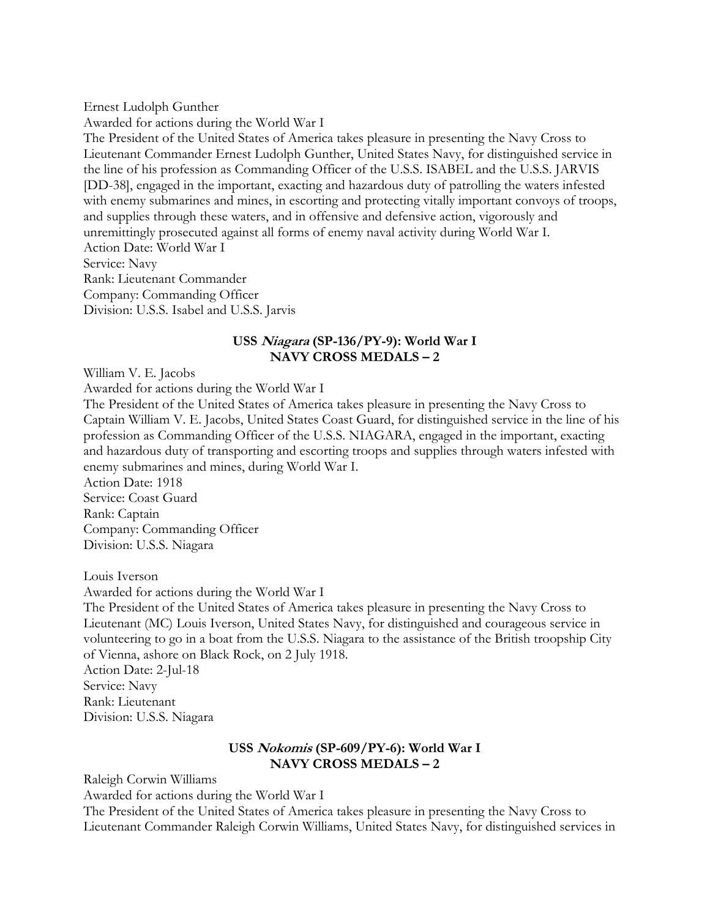Ernest Ludolph Gunther

Awarded for actions during the World War I

The President of the United States of America takes pleasure in presenting the Navy Cross to Lieutenant Commander Ernest Ludolph Gunther, United States Navy, for distinguished service in the line of his profession as Commanding Officer of the U.S.S. ISABEL and the U.S.S. JARVIS [DD-38], engaged in the important, exacting and hazardous duty of patrolling the waters infested with enemy submarines and mines, in escorting and protecting vitally important convoys of troops, and supplies through these waters, and in offensive and defensive action, vigorously and unremittingly prosecuted against all forms of enemy naval activity during World War I.

Action Date: World War I

Service: Navy

Rank: Lieutenant Commander

Company: Commanding Officer

Division: U.S.S. Isabel and U.S.S. Jarvis

### USS *Niagara* (SP-136/PY-9): World War I
### NAVY CROSS MEDALS – 2

William V. E. Jacobs

Awarded for actions during the World War I

The President of the United States of America takes pleasure in presenting the Navy Cross to Captain William V. E. Jacobs, United States Coast Guard, for distinguished service in the line of his profession as Commanding Officer of the U.S.S. NIAGARA, engaged in the important, exacting and hazardous duty of transporting and escorting troops and supplies through waters infested with enemy submarines and mines, during World War I.

Action Date: 1918

Service: Coast Guard

Rank: Captain

Company: Commanding Officer

Division: U.S.S. Niagara

Louis Iverson

Awarded for actions during the World War I

The President of the United States of America takes pleasure in presenting the Navy Cross to Lieutenant (MC) Louis Iverson, United States Navy, for distinguished and courageous service in volunteering to go in a boat from the U.S.S. Niagara to the assistance of the British troopship City of Vienna, ashore on Black Rock, on 2 July 1918.

Action Date: 2-Jul-18

Service: Navy

Rank: Lieutenant

Division: U.S.S. Niagara

### USS *Nokomis* (SP-609/PY-6): World War I
### NAVY CROSS MEDALS – 2

Raleigh Corwin Williams

Awarded for actions during the World War I

The President of the United States of America takes pleasure in presenting the Navy Cross to Lieutenant Commander Raleigh Corwin Williams, United States Navy, for distinguished services in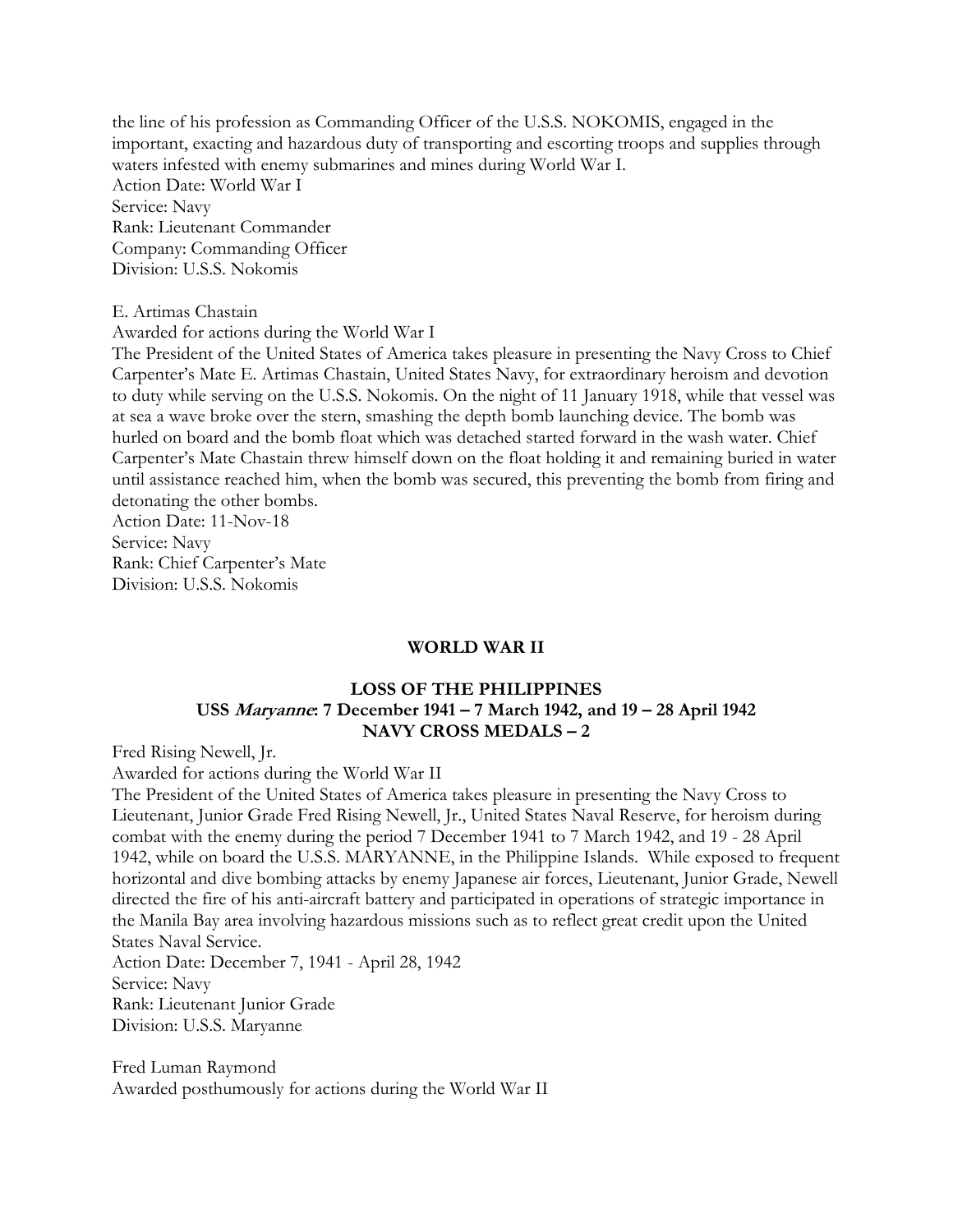the line of his profession as Commanding Officer of the U.S.S. NOKOMIS, engaged in the important, exacting and hazardous duty of transporting and escorting troops and supplies through waters infested with enemy submarines and mines during World War I.
Action Date: World War I
Service: Navy
Rank: Lieutenant Commander
Company: Commanding Officer
Division: U.S.S. Nokomis

E. Artimas Chastain
Awarded for actions during the World War I
The President of the United States of America takes pleasure in presenting the Navy Cross to Chief Carpenter's Mate E. Artimas Chastain, United States Navy, for extraordinary heroism and devotion to duty while serving on the U.S.S. Nokomis. On the night of 11 January 1918, while that vessel was at sea a wave broke over the stern, smashing the depth bomb launching device. The bomb was hurled on board and the bomb float which was detached started forward in the wash water. Chief Carpenter's Mate Chastain threw himself down on the float holding it and remaining buried in water until assistance reached him, when the bomb was secured, this preventing the bomb from firing and detonating the other bombs.
Action Date: 11-Nov-18
Service: Navy
Rank: Chief Carpenter's Mate
Division: U.S.S. Nokomis

## WORLD WAR II

### LOSS OF THE PHILIPPINES
### USS *Maryanne*: 7 December 1941 – 7 March 1942, and 19 – 28 April 1942
### NAVY CROSS MEDALS – 2

Fred Rising Newell, Jr.
Awarded for actions during the World War II
The President of the United States of America takes pleasure in presenting the Navy Cross to Lieutenant, Junior Grade Fred Rising Newell, Jr., United States Naval Reserve, for heroism during combat with the enemy during the period 7 December 1941 to 7 March 1942, and 19 - 28 April 1942, while on board the U.S.S. MARYANNE, in the Philippine Islands. While exposed to frequent horizontal and dive bombing attacks by enemy Japanese air forces, Lieutenant, Junior Grade, Newell directed the fire of his anti-aircraft battery and participated in operations of strategic importance in the Manila Bay area involving hazardous missions such as to reflect great credit upon the United States Naval Service.
Action Date: December 7, 1941 - April 28, 1942
Service: Navy
Rank: Lieutenant Junior Grade
Division: U.S.S. Maryanne

Fred Luman Raymond
Awarded posthumously for actions during the World War II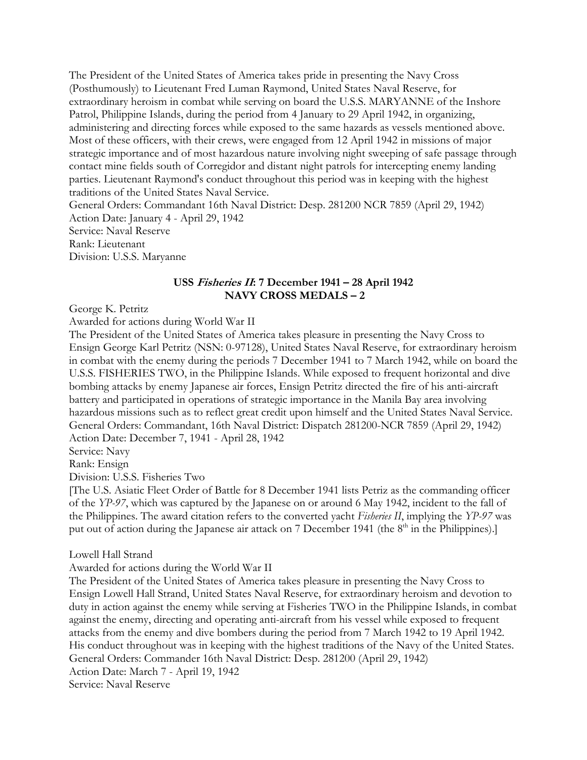The President of the United States of America takes pride in presenting the Navy Cross (Posthumously) to Lieutenant Fred Luman Raymond, United States Naval Reserve, for extraordinary heroism in combat while serving on board the U.S.S. MARYANNE of the Inshore Patrol, Philippine Islands, during the period from 4 January to 29 April 1942, in organizing, administering and directing forces while exposed to the same hazards as vessels mentioned above. Most of these officers, with their crews, were engaged from 12 April 1942 in missions of major strategic importance and of most hazardous nature involving night sweeping of safe passage through contact mine fields south of Corregidor and distant night patrols for intercepting enemy landing parties. Lieutenant Raymond's conduct throughout this period was in keeping with the highest traditions of the United States Naval Service.
General Orders: Commandant 16th Naval District: Desp. 281200 NCR 7859 (April 29, 1942)
Action Date: January 4 - April 29, 1942
Service: Naval Reserve
Rank: Lieutenant
Division: U.S.S. Maryanne

**USS *Fisheries II*: 7 December 1941 – 28 April 1942**
**NAVY CROSS MEDALS – 2**

George K. Petritz
Awarded for actions during World War II
The President of the United States of America takes pleasure in presenting the Navy Cross to Ensign George Karl Petritz (NSN: 0-97128), United States Naval Reserve, for extraordinary heroism in combat with the enemy during the periods 7 December 1941 to 7 March 1942, while on board the U.S.S. FISHERIES TWO, in the Philippine Islands. While exposed to frequent horizontal and dive bombing attacks by enemy Japanese air forces, Ensign Petritz directed the fire of his anti-aircraft battery and participated in operations of strategic importance in the Manila Bay area involving hazardous missions such as to reflect great credit upon himself and the United States Naval Service.
General Orders: Commandant, 16th Naval District: Dispatch 281200-NCR 7859 (April 29, 1942)
Action Date: December 7, 1941 - April 28, 1942
Service: Navy
Rank: Ensign
Division: U.S.S. Fisheries Two
[The U.S. Asiatic Fleet Order of Battle for 8 December 1941 lists Petriz as the commanding officer of the *YP-97*, which was captured by the Japanese on or around 6 May 1942, incident to the fall of the Philippines. The award citation refers to the converted yacht *Fisheries II*, implying the *YP-97* was put out of action during the Japanese air attack on 7 December 1941 (the 8th in the Philippines).]

Lowell Hall Strand
Awarded for actions during the World War II
The President of the United States of America takes pleasure in presenting the Navy Cross to Ensign Lowell Hall Strand, United States Naval Reserve, for extraordinary heroism and devotion to duty in action against the enemy while serving at Fisheries TWO in the Philippine Islands, in combat against the enemy, directing and operating anti-aircraft from his vessel while exposed to frequent attacks from the enemy and dive bombers during the period from 7 March 1942 to 19 April 1942. His conduct throughout was in keeping with the highest traditions of the Navy of the United States.
General Orders: Commander 16th Naval District: Desp. 281200 (April 29, 1942)
Action Date: March 7 - April 19, 1942
Service: Naval Reserve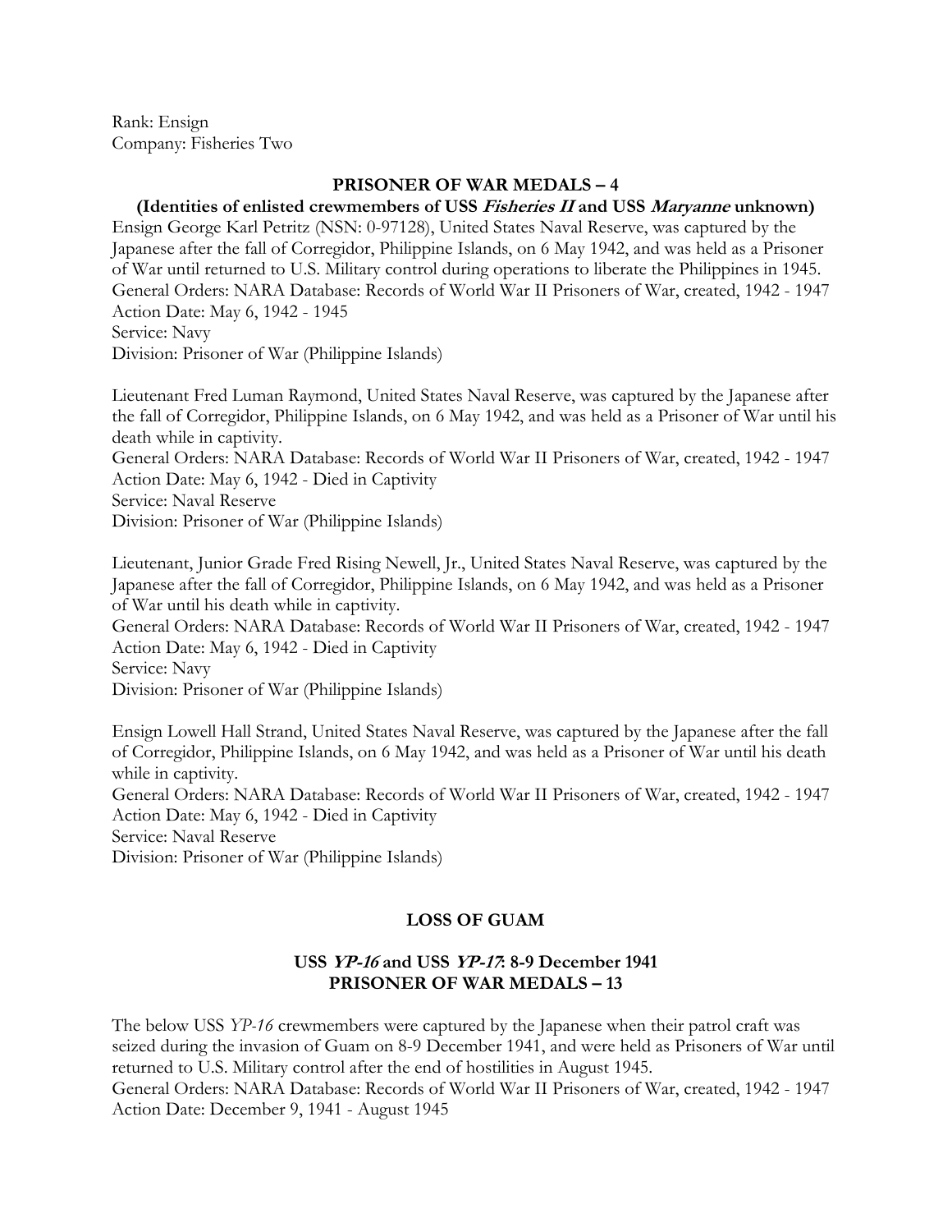Rank: Ensign
Company: Fisheries Two

**PRISONER OF WAR MEDALS – 4**

**(Identities of enlisted crewmembers of USS *Fisheries II* and USS *Maryanne* unknown)**

Ensign George Karl Petritz (NSN: 0-97128), United States Naval Reserve, was captured by the Japanese after the fall of Corregidor, Philippine Islands, on 6 May 1942, and was held as a Prisoner of War until returned to U.S. Military control during operations to liberate the Philippines in 1945.
General Orders: NARA Database: Records of World War II Prisoners of War, created, 1942 - 1947
Action Date: May 6, 1942 - 1945
Service: Navy
Division: Prisoner of War (Philippine Islands)

Lieutenant Fred Luman Raymond, United States Naval Reserve, was captured by the Japanese after the fall of Corregidor, Philippine Islands, on 6 May 1942, and was held as a Prisoner of War until his death while in captivity.
General Orders: NARA Database: Records of World War II Prisoners of War, created, 1942 - 1947
Action Date: May 6, 1942 - Died in Captivity
Service: Naval Reserve
Division: Prisoner of War (Philippine Islands)

Lieutenant, Junior Grade Fred Rising Newell, Jr., United States Naval Reserve, was captured by the Japanese after the fall of Corregidor, Philippine Islands, on 6 May 1942, and was held as a Prisoner of War until his death while in captivity.
General Orders: NARA Database: Records of World War II Prisoners of War, created, 1942 - 1947
Action Date: May 6, 1942 - Died in Captivity
Service: Navy
Division: Prisoner of War (Philippine Islands)

Ensign Lowell Hall Strand, United States Naval Reserve, was captured by the Japanese after the fall of Corregidor, Philippine Islands, on 6 May 1942, and was held as a Prisoner of War until his death while in captivity.
General Orders: NARA Database: Records of World War II Prisoners of War, created, 1942 - 1947
Action Date: May 6, 1942 - Died in Captivity
Service: Naval Reserve
Division: Prisoner of War (Philippine Islands)

## LOSS OF GUAM

### USS *YP-16* and USS *YP-17*: 8-9 December 1941
### PRISONER OF WAR MEDALS – 13

The below USS *YP-16* crewmembers were captured by the Japanese when their patrol craft was seized during the invasion of Guam on 8-9 December 1941, and were held as Prisoners of War until returned to U.S. Military control after the end of hostilities in August 1945.
General Orders: NARA Database: Records of World War II Prisoners of War, created, 1942 - 1947
Action Date: December 9, 1941 - August 1945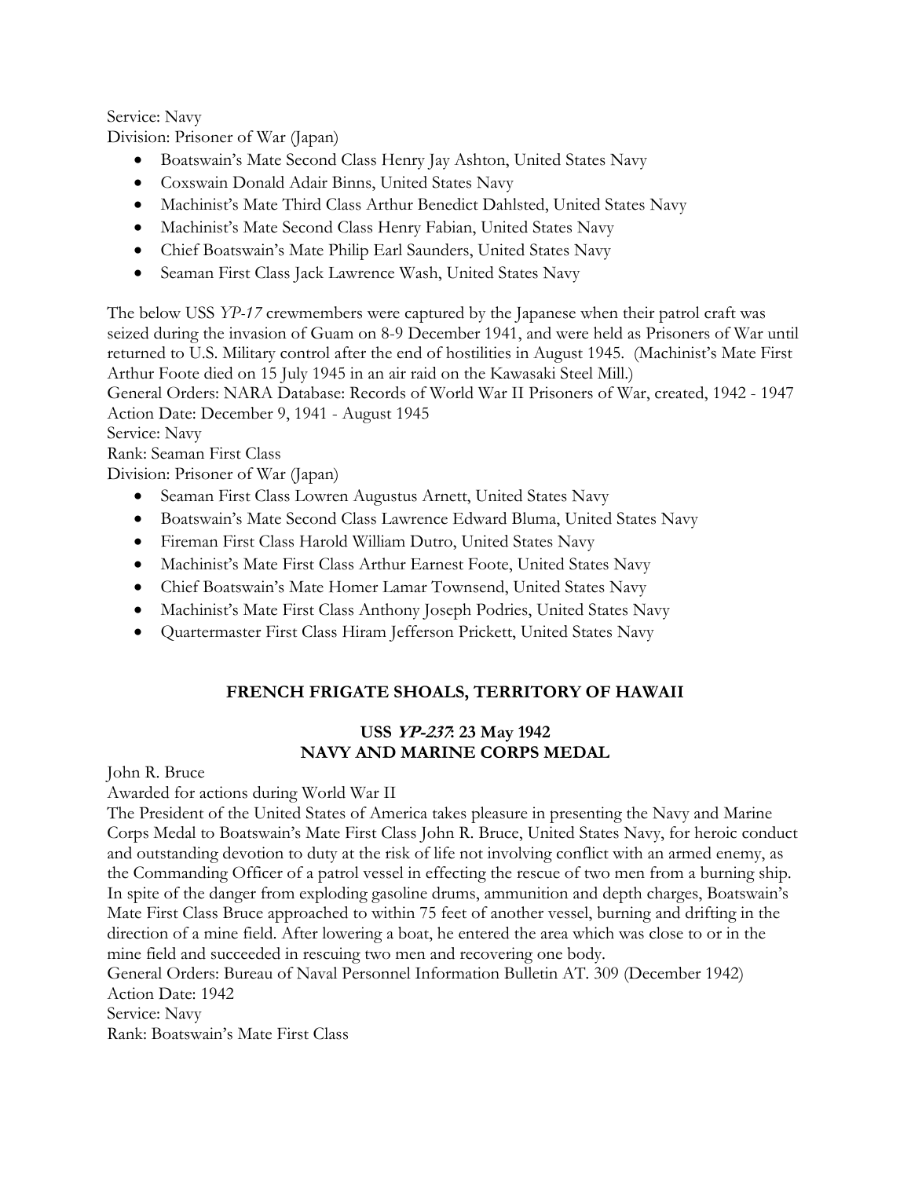Service: Navy
Division: Prisoner of War (Japan)

- Boatswain's Mate Second Class Henry Jay Ashton, United States Navy
- Coxswain Donald Adair Binns, United States Navy
- Machinist's Mate Third Class Arthur Benedict Dahlsted, United States Navy
- Machinist's Mate Second Class Henry Fabian, United States Navy
- Chief Boatswain's Mate Philip Earl Saunders, United States Navy
- Seaman First Class Jack Lawrence Wash, United States Navy

The below USS *YP-17* crewmembers were captured by the Japanese when their patrol craft was seized during the invasion of Guam on 8-9 December 1941, and were held as Prisoners of War until returned to U.S. Military control after the end of hostilities in August 1945. (Machinist's Mate First Arthur Foote died on 15 July 1945 in an air raid on the Kawasaki Steel Mill.)
General Orders: NARA Database: Records of World War II Prisoners of War, created, 1942 - 1947
Action Date: December 9, 1941 - August 1945
Service: Navy
Rank: Seaman First Class
Division: Prisoner of War (Japan)

- Seaman First Class Lowren Augustus Arnett, United States Navy
- Boatswain's Mate Second Class Lawrence Edward Bluma, United States Navy
- Fireman First Class Harold William Dutro, United States Navy
- Machinist's Mate First Class Arthur Earnest Foote, United States Navy
- Chief Boatswain's Mate Homer Lamar Townsend, United States Navy
- Machinist's Mate First Class Anthony Joseph Podries, United States Navy
- Quartermaster First Class Hiram Jefferson Prickett, United States Navy

## FRENCH FRIGATE SHOALS, TERRITORY OF HAWAII

### USS *YP-237*: 23 May 1942
### NAVY AND MARINE CORPS MEDAL

John R. Bruce
Awarded for actions during World War II
The President of the United States of America takes pleasure in presenting the Navy and Marine Corps Medal to Boatswain's Mate First Class John R. Bruce, United States Navy, for heroic conduct and outstanding devotion to duty at the risk of life not involving conflict with an armed enemy, as the Commanding Officer of a patrol vessel in effecting the rescue of two men from a burning ship. In spite of the danger from exploding gasoline drums, ammunition and depth charges, Boatswain's Mate First Class Bruce approached to within 75 feet of another vessel, burning and drifting in the direction of a mine field. After lowering a boat, he entered the area which was close to or in the mine field and succeeded in rescuing two men and recovering one body.
General Orders: Bureau of Naval Personnel Information Bulletin AT. 309 (December 1942)
Action Date: 1942
Service: Navy
Rank: Boatswain's Mate First Class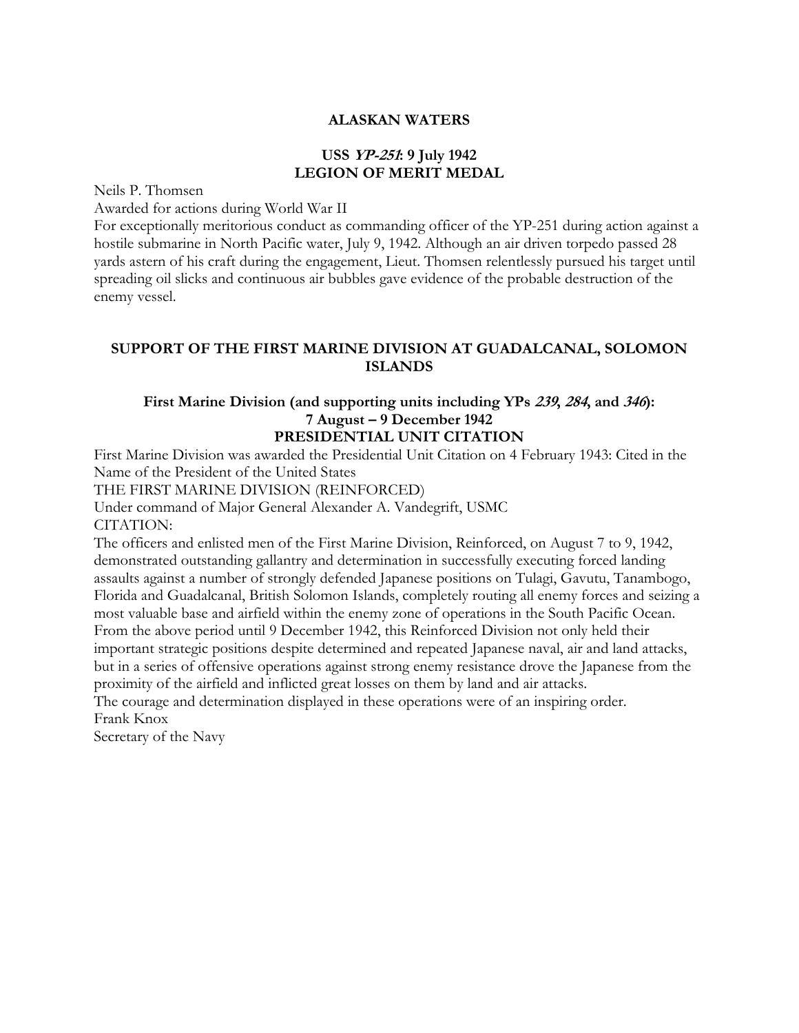## ALASKAN WATERS

### USS *YP-251*: 9 July 1942
### LEGION OF MERIT MEDAL

Neils P. Thomsen
Awarded for actions during World War II
For exceptionally meritorious conduct as commanding officer of the YP-251 during action against a hostile submarine in North Pacific water, July 9, 1942. Although an air driven torpedo passed 28 yards astern of his craft during the engagement, Lieut. Thomsen relentlessly pursued his target until spreading oil slicks and continuous air bubbles gave evidence of the probable destruction of the enemy vessel.

## SUPPORT OF THE FIRST MARINE DIVISION AT GUADALCANAL, SOLOMON ISLANDS

### First Marine Division (and supporting units including YPs *239*, *284*, and *346*): 7 August – 9 December 1942
### PRESIDENTIAL UNIT CITATION

First Marine Division was awarded the Presidential Unit Citation on 4 February 1943: Cited in the Name of the President of the United States
THE FIRST MARINE DIVISION (REINFORCED)
Under command of Major General Alexander A. Vandegrift, USMC
CITATION:
The officers and enlisted men of the First Marine Division, Reinforced, on August 7 to 9, 1942, demonstrated outstanding gallantry and determination in successfully executing forced landing assaults against a number of strongly defended Japanese positions on Tulagi, Gavutu, Tanambogo, Florida and Guadalcanal, British Solomon Islands, completely routing all enemy forces and seizing a most valuable base and airfield within the enemy zone of operations in the South Pacific Ocean. From the above period until 9 December 1942, this Reinforced Division not only held their important strategic positions despite determined and repeated Japanese naval, air and land attacks, but in a series of offensive operations against strong enemy resistance drove the Japanese from the proximity of the airfield and inflicted great losses on them by land and air attacks.
The courage and determination displayed in these operations were of an inspiring order.
Frank Knox
Secretary of the Navy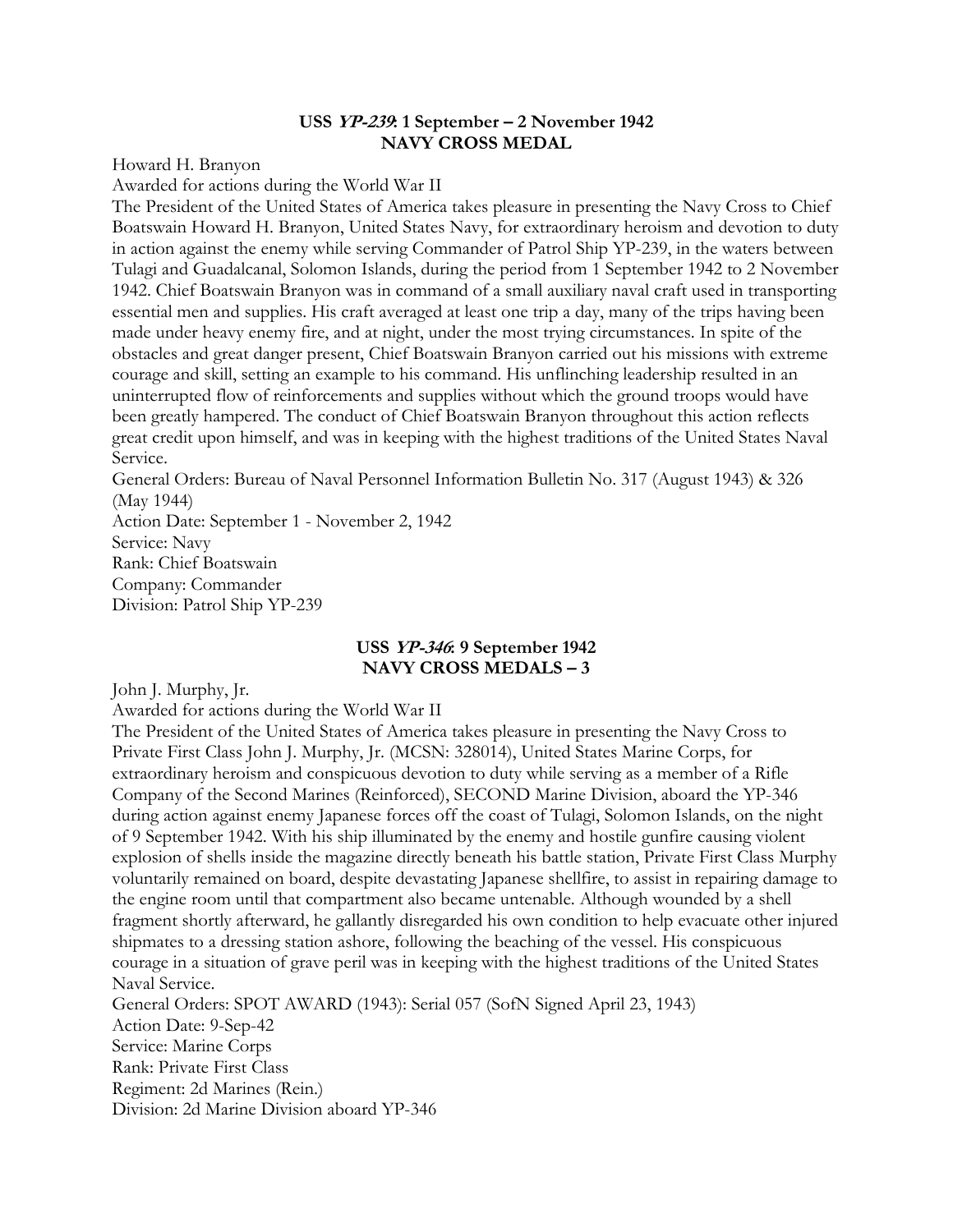### USS *YP-239*: 1 September – 2 November 1942
### NAVY CROSS MEDAL

Howard H. Branyon

Awarded for actions during the World War II

The President of the United States of America takes pleasure in presenting the Navy Cross to Chief Boatswain Howard H. Branyon, United States Navy, for extraordinary heroism and devotion to duty in action against the enemy while serving Commander of Patrol Ship YP-239, in the waters between Tulagi and Guadalcanal, Solomon Islands, during the period from 1 September 1942 to 2 November 1942. Chief Boatswain Branyon was in command of a small auxiliary naval craft used in transporting essential men and supplies. His craft averaged at least one trip a day, many of the trips having been made under heavy enemy fire, and at night, under the most trying circumstances. In spite of the obstacles and great danger present, Chief Boatswain Branyon carried out his missions with extreme courage and skill, setting an example to his command. His unflinching leadership resulted in an uninterrupted flow of reinforcements and supplies without which the ground troops would have been greatly hampered. The conduct of Chief Boatswain Branyon throughout this action reflects great credit upon himself, and was in keeping with the highest traditions of the United States Naval Service.

General Orders: Bureau of Naval Personnel Information Bulletin No. 317 (August 1943) & 326 (May 1944)

Action Date: September 1 - November 2, 1942

Service: Navy

Rank: Chief Boatswain

Company: Commander

Division: Patrol Ship YP-239

### USS *YP-346*: 9 September 1942
### NAVY CROSS MEDALS – 3

John J. Murphy, Jr.

Awarded for actions during the World War II

The President of the United States of America takes pleasure in presenting the Navy Cross to Private First Class John J. Murphy, Jr. (MCSN: 328014), United States Marine Corps, for extraordinary heroism and conspicuous devotion to duty while serving as a member of a Rifle Company of the Second Marines (Reinforced), SECOND Marine Division, aboard the YP-346 during action against enemy Japanese forces off the coast of Tulagi, Solomon Islands, on the night of 9 September 1942. With his ship illuminated by the enemy and hostile gunfire causing violent explosion of shells inside the magazine directly beneath his battle station, Private First Class Murphy voluntarily remained on board, despite devastating Japanese shellfire, to assist in repairing damage to the engine room until that compartment also became untenable. Although wounded by a shell fragment shortly afterward, he gallantly disregarded his own condition to help evacuate other injured shipmates to a dressing station ashore, following the beaching of the vessel. His conspicuous courage in a situation of grave peril was in keeping with the highest traditions of the United States Naval Service.

General Orders: SPOT AWARD (1943): Serial 057 (SofN Signed April 23, 1943)

Action Date: 9-Sep-42

Service: Marine Corps

Rank: Private First Class

Regiment: 2d Marines (Rein.)

Division: 2d Marine Division aboard YP-346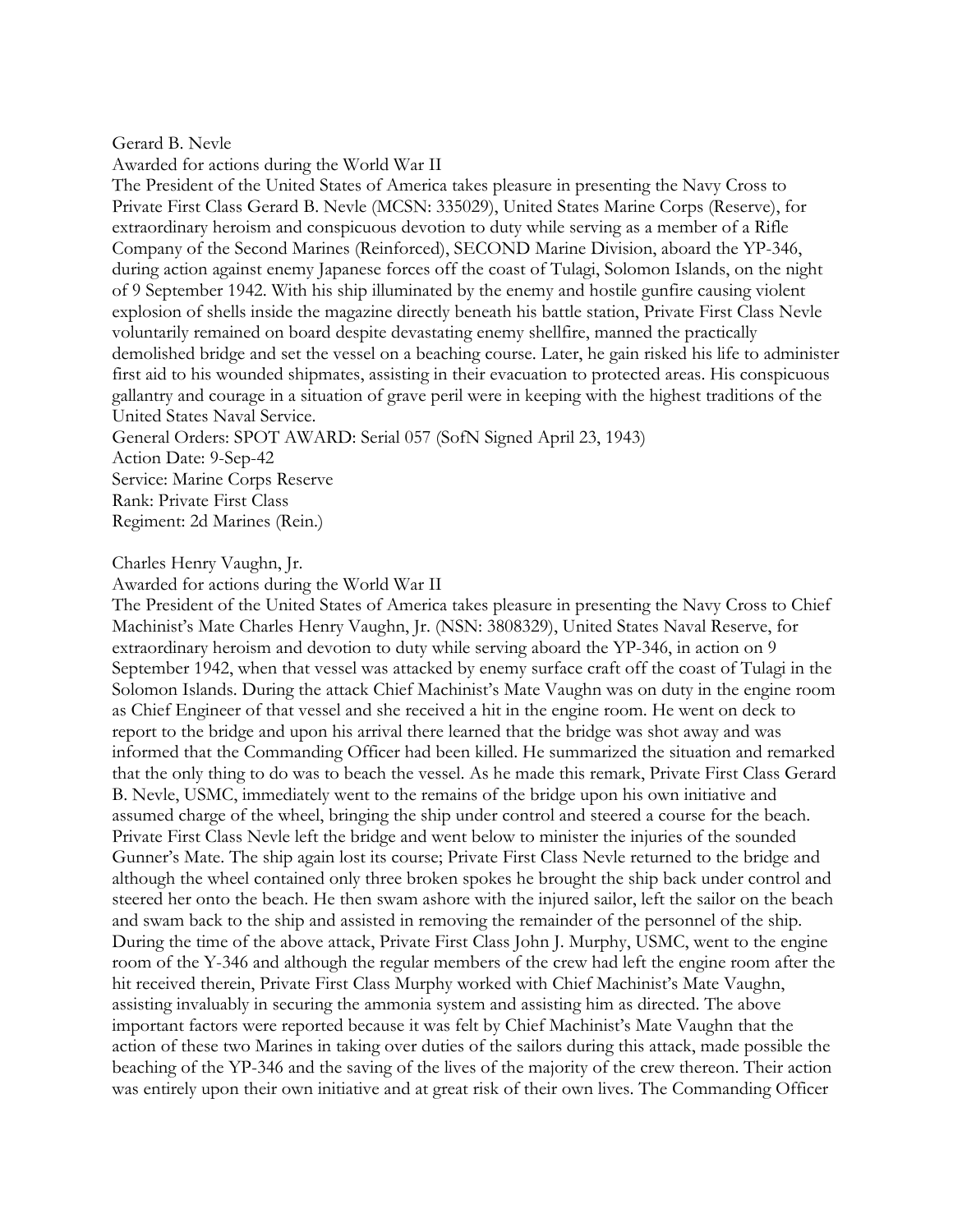Gerard B. Nevle

Awarded for actions during the World War II

The President of the United States of America takes pleasure in presenting the Navy Cross to Private First Class Gerard B. Nevle (MCSN: 335029), United States Marine Corps (Reserve), for extraordinary heroism and conspicuous devotion to duty while serving as a member of a Rifle Company of the Second Marines (Reinforced), SECOND Marine Division, aboard the YP-346, during action against enemy Japanese forces off the coast of Tulagi, Solomon Islands, on the night of 9 September 1942. With his ship illuminated by the enemy and hostile gunfire causing violent explosion of shells inside the magazine directly beneath his battle station, Private First Class Nevle voluntarily remained on board despite devastating enemy shellfire, manned the practically demolished bridge and set the vessel on a beaching course. Later, he gain risked his life to administer first aid to his wounded shipmates, assisting in their evacuation to protected areas. His conspicuous gallantry and courage in a situation of grave peril were in keeping with the highest traditions of the United States Naval Service.

General Orders: SPOT AWARD: Serial 057 (SofN Signed April 23, 1943)

Action Date: 9-Sep-42

Service: Marine Corps Reserve

Rank: Private First Class

Regiment: 2d Marines (Rein.)

Charles Henry Vaughn, Jr.

Awarded for actions during the World War II

The President of the United States of America takes pleasure in presenting the Navy Cross to Chief Machinist's Mate Charles Henry Vaughn, Jr. (NSN: 3808329), United States Naval Reserve, for extraordinary heroism and devotion to duty while serving aboard the YP-346, in action on 9 September 1942, when that vessel was attacked by enemy surface craft off the coast of Tulagi in the Solomon Islands. During the attack Chief Machinist's Mate Vaughn was on duty in the engine room as Chief Engineer of that vessel and she received a hit in the engine room. He went on deck to report to the bridge and upon his arrival there learned that the bridge was shot away and was informed that the Commanding Officer had been killed. He summarized the situation and remarked that the only thing to do was to beach the vessel. As he made this remark, Private First Class Gerard B. Nevle, USMC, immediately went to the remains of the bridge upon his own initiative and assumed charge of the wheel, bringing the ship under control and steered a course for the beach. Private First Class Nevle left the bridge and went below to minister the injuries of the sounded Gunner's Mate. The ship again lost its course; Private First Class Nevle returned to the bridge and although the wheel contained only three broken spokes he brought the ship back under control and steered her onto the beach. He then swam ashore with the injured sailor, left the sailor on the beach and swam back to the ship and assisted in removing the remainder of the personnel of the ship. During the time of the above attack, Private First Class John J. Murphy, USMC, went to the engine room of the Y-346 and although the regular members of the crew had left the engine room after the hit received therein, Private First Class Murphy worked with Chief Machinist's Mate Vaughn, assisting invaluably in securing the ammonia system and assisting him as directed. The above important factors were reported because it was felt by Chief Machinist's Mate Vaughn that the action of these two Marines in taking over duties of the sailors during this attack, made possible the beaching of the YP-346 and the saving of the lives of the majority of the crew thereon. Their action was entirely upon their own initiative and at great risk of their own lives. The Commanding Officer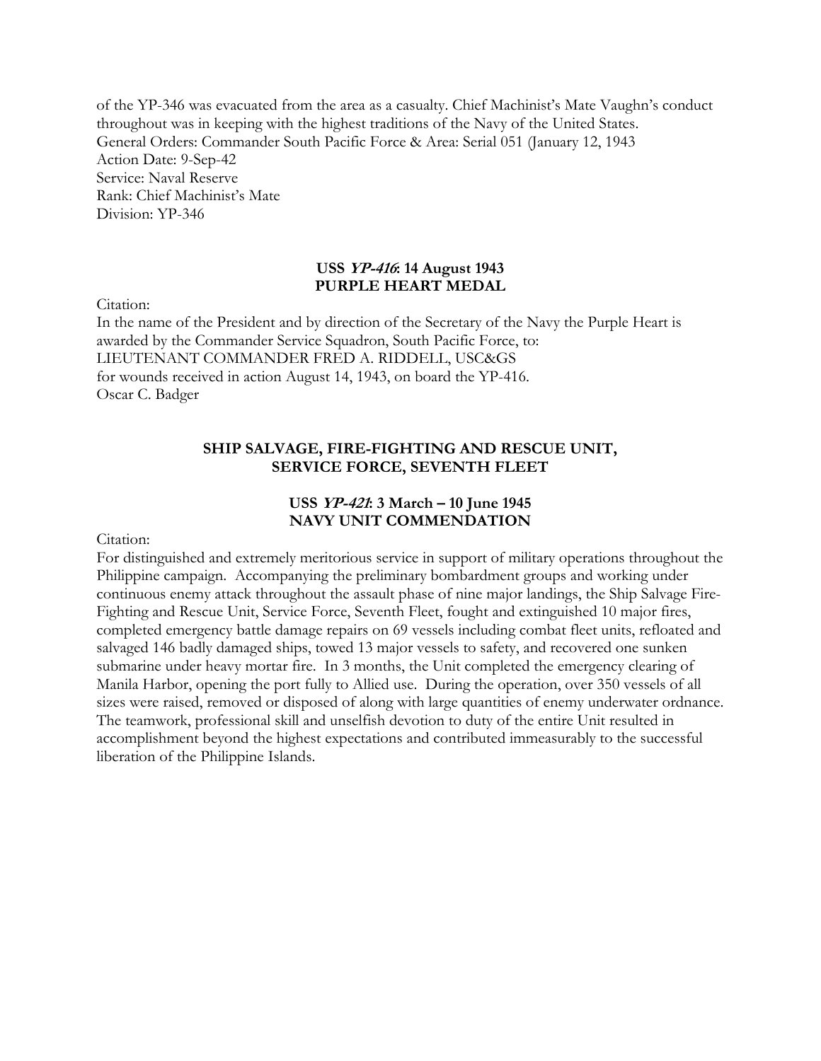of the YP-346 was evacuated from the area as a casualty. Chief Machinist's Mate Vaughn's conduct throughout was in keeping with the highest traditions of the Navy of the United States.
General Orders: Commander South Pacific Force & Area: Serial 051 (January 12, 1943
Action Date: 9-Sep-42
Service: Naval Reserve
Rank: Chief Machinist's Mate
Division: YP-346

### USS *YP-416*: 14 August 1943
### PURPLE HEART MEDAL

Citation:
In the name of the President and by direction of the Secretary of the Navy the Purple Heart is awarded by the Commander Service Squadron, South Pacific Force, to:
LIEUTENANT COMMANDER FRED A. RIDDELL, USC&GS
for wounds received in action August 14, 1943, on board the YP-416.
Oscar C. Badger

## SHIP SALVAGE, FIRE-FIGHTING AND RESCUE UNIT, SERVICE FORCE, SEVENTH FLEET

### USS *YP-421*: 3 March – 10 June 1945
### NAVY UNIT COMMENDATION

Citation:
For distinguished and extremely meritorious service in support of military operations throughout the Philippine campaign. Accompanying the preliminary bombardment groups and working under continuous enemy attack throughout the assault phase of nine major landings, the Ship Salvage Fire-Fighting and Rescue Unit, Service Force, Seventh Fleet, fought and extinguished 10 major fires, completed emergency battle damage repairs on 69 vessels including combat fleet units, refloated and salvaged 146 badly damaged ships, towed 13 major vessels to safety, and recovered one sunken submarine under heavy mortar fire. In 3 months, the Unit completed the emergency clearing of Manila Harbor, opening the port fully to Allied use. During the operation, over 350 vessels of all sizes were raised, removed or disposed of along with large quantities of enemy underwater ordnance. The teamwork, professional skill and unselfish devotion to duty of the entire Unit resulted in accomplishment beyond the highest expectations and contributed immeasurably to the successful liberation of the Philippine Islands.